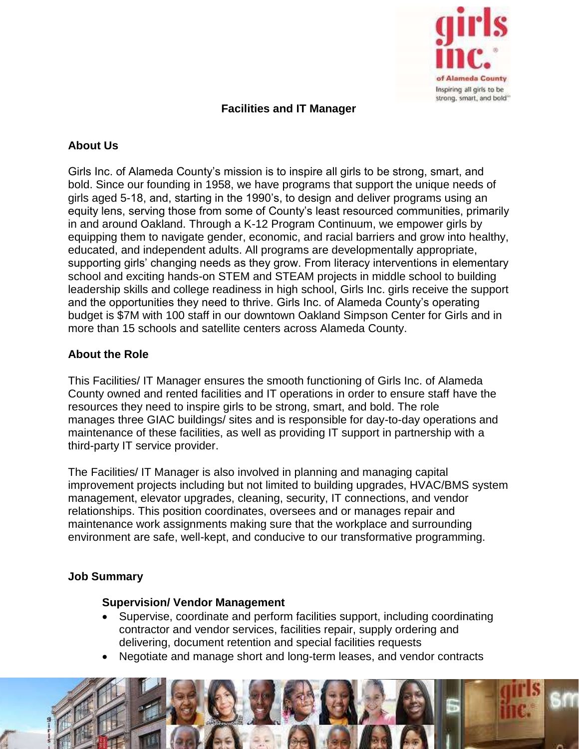# Facilities and IT Manager

## About Us

Girls Inc. of Alameda County's mission is to inspire all girls to be strong, smart, and bold. Since our founding in 1958, we have programs that support the unique needs of girls aged 5-18, and, starting in the 1990's, to design and deliver programs using an equity lens, serving those from some of County's least resourced communities, primarily in and around Oakland. Through a K-12 Program Continuum, we empower girls by equipping them to navigate gender, economic, and racial barriers and grow into healthy, educated, and independent adults. All programs are developmentally appropriate, supporting girls' changing needs as they grow. From literacy interventions in elementary school and exciting hands-on STEM and STEAM projects in middle school to building leadership skills and college readiness in high school, Girls Inc. girls receive the support and the opportunities they need to thrive. Girls Inc. of Alameda County's operating budget is $7M with 100 staff in our downtown Oakland Simpson Center for Girls and in more than 15 schools and satellite centers across Alameda County.

## About the Role

This Facilities/ IT Manager ensures the smooth functioning of Girls Inc. of Alameda County owned and rented facilities and IT operations in order to ensure staff have the resources they need to inspire girls to be strong, smart, and bold. The role manages three GIAC buildings/ sites and is responsible for day-to-day operations and maintenance of these facilities, as well as providing IT support in partnership with a third-party IT service provider.

The Facilities/ IT Manager is also involved in planning and managing capital improvement projects including but not limited to building upgrades, HVAC/BMS system management, elevator upgrades, cleaning, security, IT connections, and vendor relationships. This position coordinates, oversees and or manages repair and maintenance work assignments making sure that the workplace and surrounding environment are safe, well-kept, and conducive to our transformative programming.

## Job Summary

### Supervision/ Vendor Management

- Supervise, coordinate and perform facilities support, including coordinating contractor and vendor services, facilities repair, supply ordering and delivering, document retention and special facilities requests
- Negotiate and manage short and long-term leases, and vendor contracts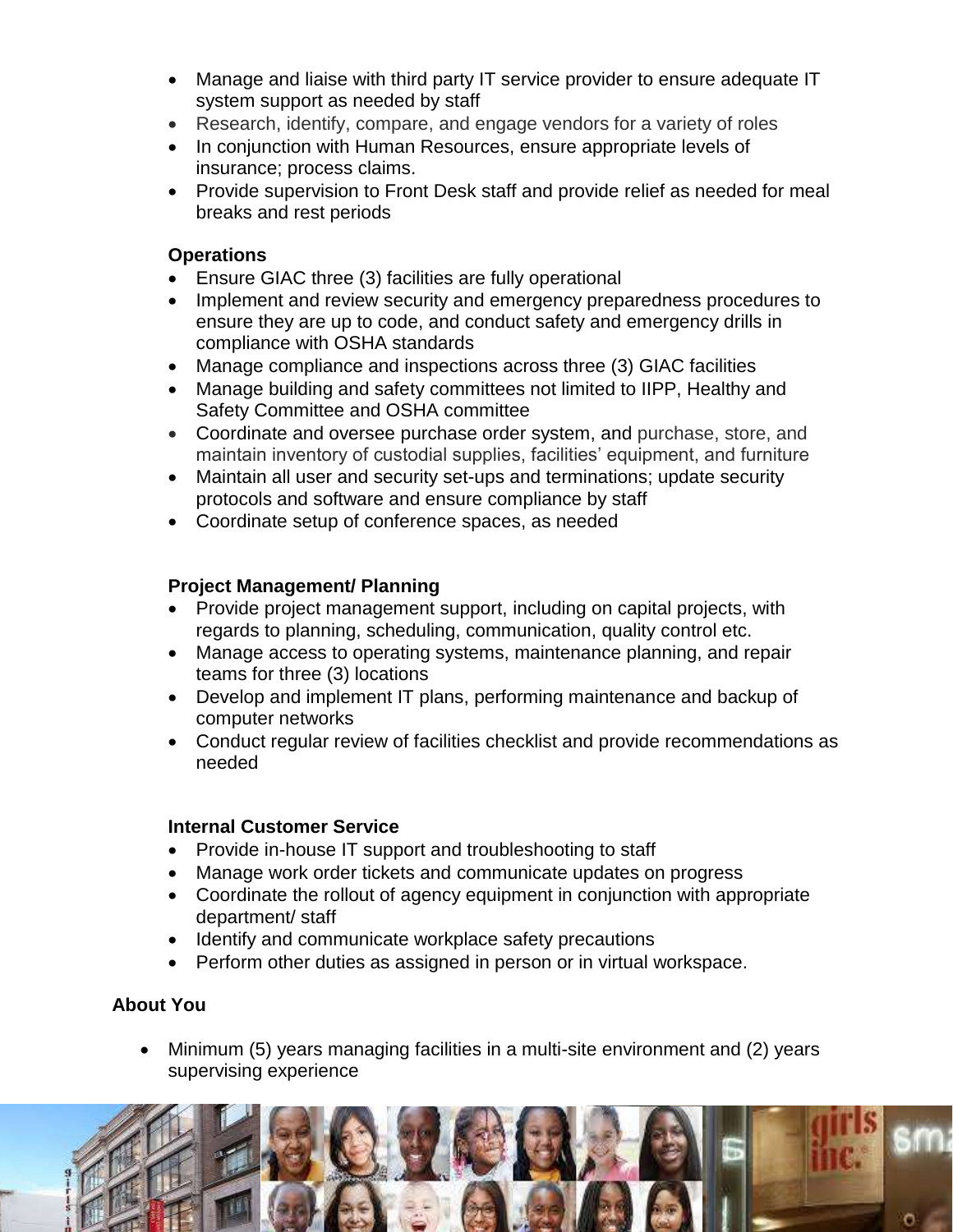- Manage and liaise with third party IT service provider to ensure adequate IT system support as needed by staff
- Research, identify, compare, and engage vendors for a variety of roles
- In conjunction with Human Resources, ensure appropriate levels of insurance; process claims.
- Provide supervision to Front Desk staff and provide relief as needed for meal breaks and rest periods

**Operations**

- Ensure GIAC three (3) facilities are fully operational
- Implement and review security and emergency preparedness procedures to ensure they are up to code, and conduct safety and emergency drills in compliance with OSHA standards
- Manage compliance and inspections across three (3) GIAC facilities
- Manage building and safety committees not limited to IIPP, Healthy and Safety Committee and OSHA committee
- Coordinate and oversee purchase order system, and purchase, store, and maintain inventory of custodial supplies, facilities' equipment, and furniture
- Maintain all user and security set-ups and terminations; update security protocols and software and ensure compliance by staff
- Coordinate setup of conference spaces, as needed

**Project Management/ Planning**

- Provide project management support, including on capital projects, with regards to planning, scheduling, communication, quality control etc.
- Manage access to operating systems, maintenance planning, and repair teams for three (3) locations
- Develop and implement IT plans, performing maintenance and backup of computer networks
- Conduct regular review of facilities checklist and provide recommendations as needed

**Internal Customer Service**

- Provide in-house IT support and troubleshooting to staff
- Manage work order tickets and communicate updates on progress
- Coordinate the rollout of agency equipment in conjunction with appropriate department/ staff
- Identify and communicate workplace safety precautions
- Perform other duties as assigned in person or in virtual workspace.

**About You**

- Minimum (5) years managing facilities in a multi-site environment and (2) years supervising experience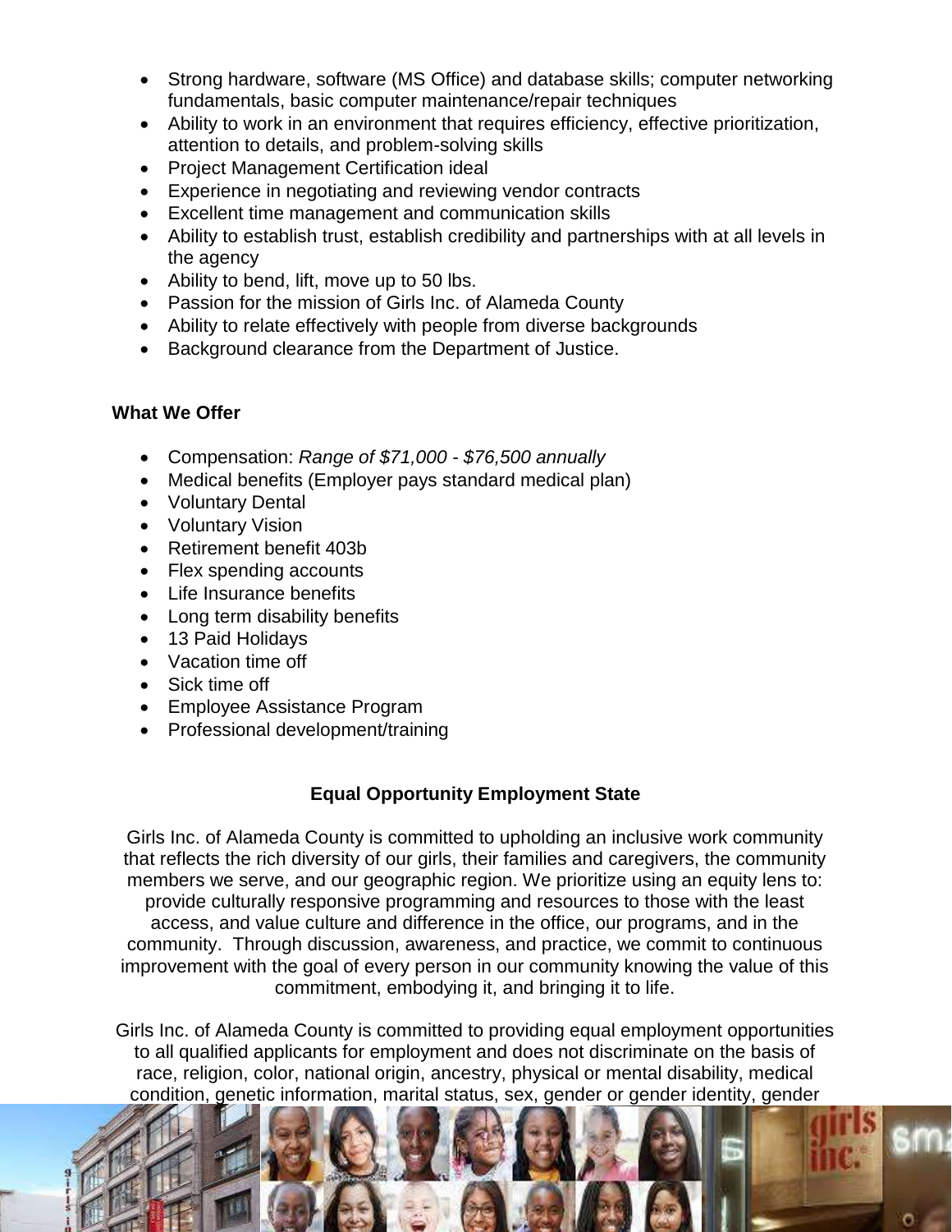- Strong hardware, software (MS Office) and database skills; computer networking fundamentals, basic computer maintenance/repair techniques
- Ability to work in an environment that requires efficiency, effective prioritization, attention to details, and problem-solving skills
- Project Management Certification ideal
- Experience in negotiating and reviewing vendor contracts
- Excellent time management and communication skills
- Ability to establish trust, establish credibility and partnerships with at all levels in the agency
- Ability to bend, lift, move up to 50 lbs.
- Passion for the mission of Girls Inc. of Alameda County
- Ability to relate effectively with people from diverse backgrounds
- Background clearance from the Department of Justice.

**What We Offer**

- Compensation: *Range of $71,000 - $76,500 annually*
- Medical benefits (Employer pays standard medical plan)
- Voluntary Dental
- Voluntary Vision
- Retirement benefit 403b
- Flex spending accounts
- Life Insurance benefits
- Long term disability benefits
- 13 Paid Holidays
- Vacation time off
- Sick time off
- Employee Assistance Program
- Professional development/training

**Equal Opportunity Employment State**

Girls Inc. of Alameda County is committed to upholding an inclusive work community that reflects the rich diversity of our girls, their families and caregivers, the community members we serve, and our geographic region. We prioritize using an equity lens to: provide culturally responsive programming and resources to those with the least access, and value culture and difference in the office, our programs, and in the community. Through discussion, awareness, and practice, we commit to continuous improvement with the goal of every person in our community knowing the value of this commitment, embodying it, and bringing it to life.

Girls Inc. of Alameda County is committed to providing equal employment opportunities to all qualified applicants for employment and does not discriminate on the basis of race, religion, color, national origin, ancestry, physical or mental disability, medical condition, genetic information, marital status, sex, gender or gender identity, gender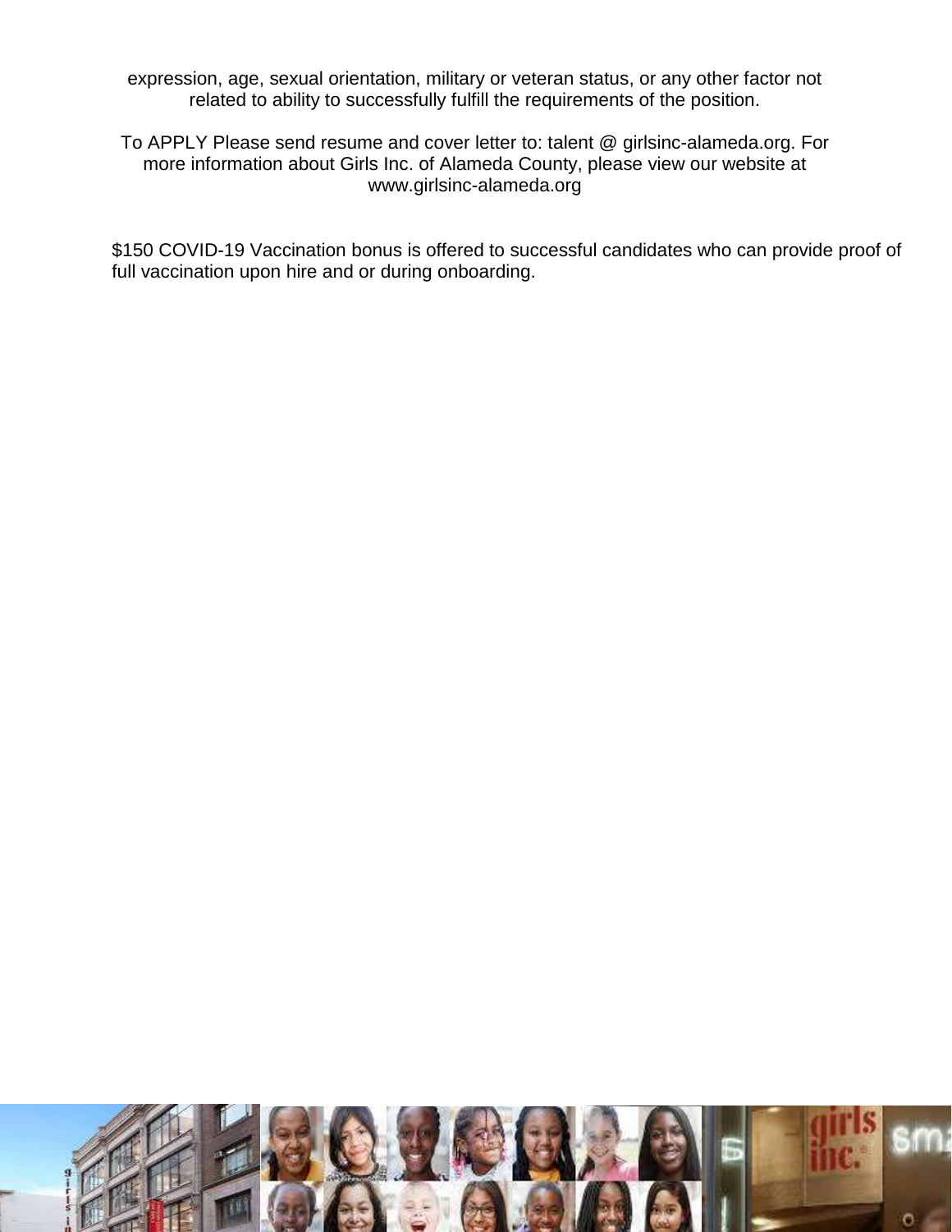expression, age, sexual orientation, military or veteran status, or any other factor not related to ability to successfully fulfill the requirements of the position.

To APPLY Please send resume and cover letter to: talent @ girlsinc-alameda.org. For more information about Girls Inc. of Alameda County, please view our website at www.girlsinc-alameda.org

$150 COVID-19 Vaccination bonus is offered to successful candidates who can provide proof of full vaccination upon hire and or during onboarding.